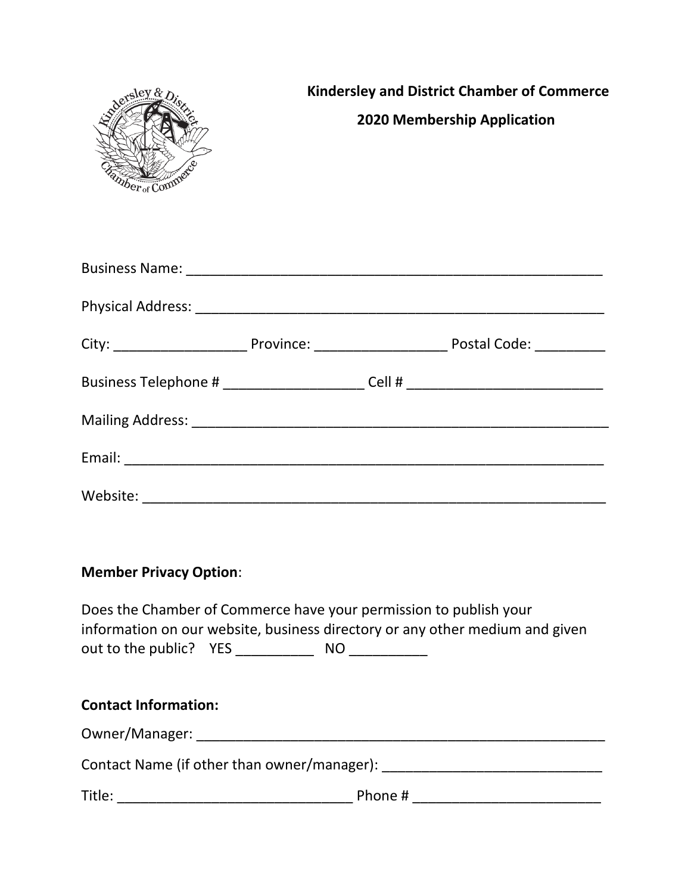**Kindersley and District Chamber of Commerce**

**2020 Membership Application**

Business Name: _______________________________________________________

Physical Address: _____________________________________________________

City: _________________ Province: _________________ Postal Code: _________

Business Telephone # __________________ Cell # _________________________

Mailing Address: ______________________________________________________

Email: _____________________________________________________________

Website: ___________________________________________________________

**Member Privacy Option**:

Does the Chamber of Commerce have your permission to publish your information on our website, business directory or any other medium and given out to the public? YES __________ NO __________

**Contact Information:**

Owner/Manager: ______________________________________________________

Contact Name (if other than owner/manager): ____________________________

Title: ______________________________ Phone # ________________________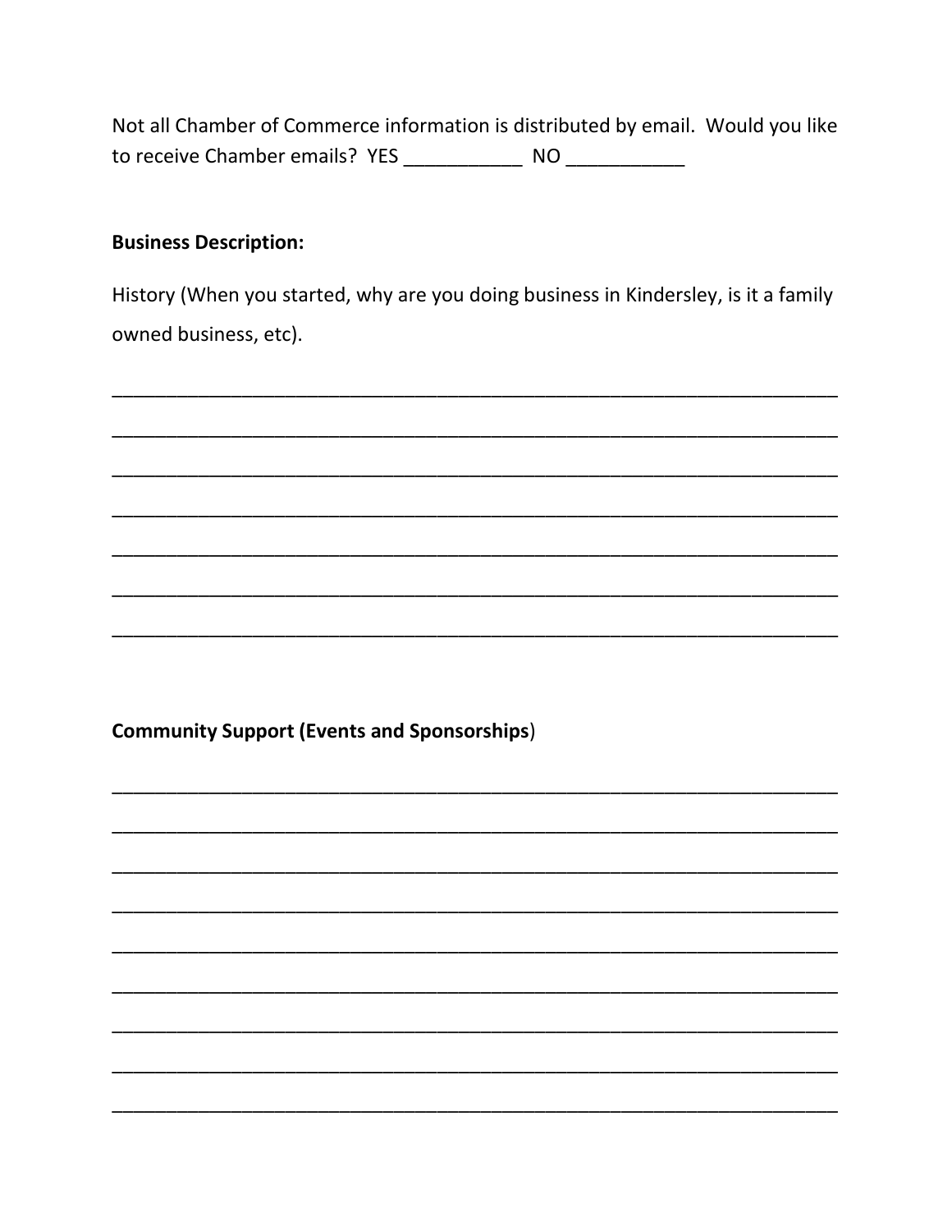Not all Chamber of Commerce information is distributed by email. Would you like to receive Chamber emails? YES ___________ NO ___________

**Business Description:**

History (When you started, why are you doing business in Kindersley, is it a family owned business, etc).

_______________________________________________________________________

_______________________________________________________________________

_______________________________________________________________________

_______________________________________________________________________

_______________________________________________________________________

_______________________________________________________________________

_______________________________________________________________________

**Community Support (Events and Sponsorships**)

_______________________________________________________________________

_______________________________________________________________________

_______________________________________________________________________

_______________________________________________________________________

_______________________________________________________________________

_______________________________________________________________________

_______________________________________________________________________

_______________________________________________________________________

_______________________________________________________________________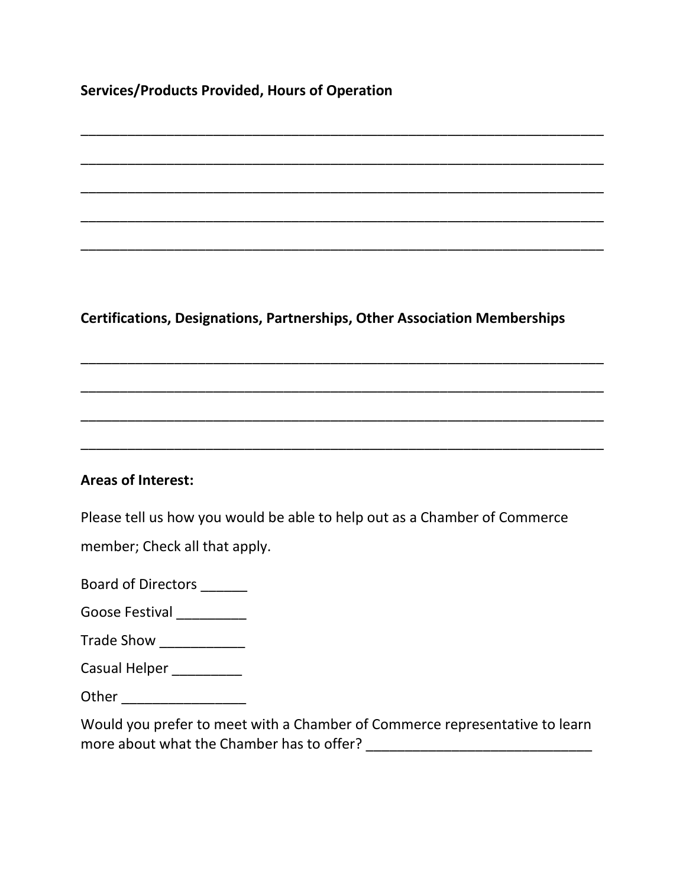**Services/Products Provided, Hours of Operation**

_____________________________________________________________________

_____________________________________________________________________

_____________________________________________________________________

_____________________________________________________________________

_____________________________________________________________________

**Certifications, Designations, Partnerships, Other Association Memberships**

_____________________________________________________________________

_____________________________________________________________________

_____________________________________________________________________

_____________________________________________________________________

**Areas of Interest:**

Please tell us how you would be able to help out as a Chamber of Commerce member; Check all that apply.

Board of Directors ______

Goose Festival _________

Trade Show ___________

Casual Helper _________

Other ________________

Would you prefer to meet with a Chamber of Commerce representative to learn more about what the Chamber has to offer? _____________________________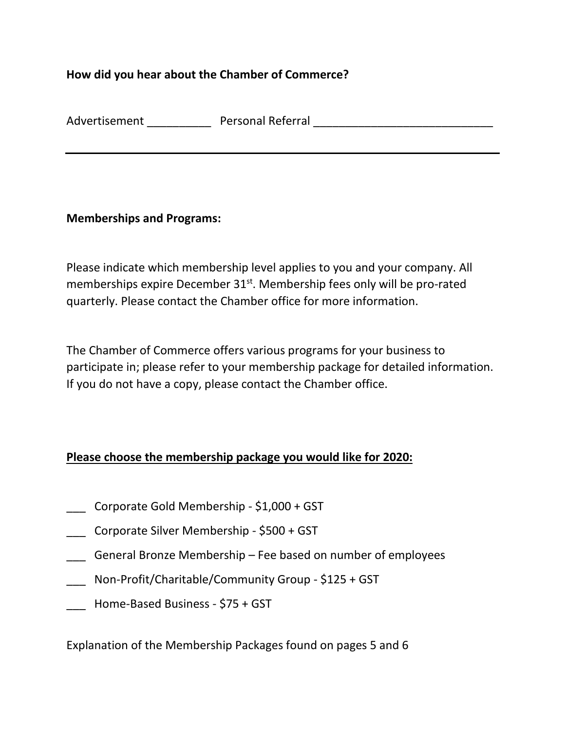**How did you hear about the Chamber of Commerce?**

Advertisement __________ Personal Referral ____________________________

---

**Memberships and Programs:**

Please indicate which membership level applies to you and your company. All memberships expire December 31st. Membership fees only will be pro-rated quarterly. Please contact the Chamber office for more information.

The Chamber of Commerce offers various programs for your business to participate in; please refer to your membership package for detailed information. If you do not have a copy, please contact the Chamber office.

**<u>Please choose the membership package you would like for 2020:</u>**

___ Corporate Gold Membership - $1,000 + GST

___ Corporate Silver Membership - $500 + GST

___ General Bronze Membership – Fee based on number of employees

___ Non-Profit/Charitable/Community Group - $125 + GST

___ Home-Based Business - $75 + GST

Explanation of the Membership Packages found on pages 5 and 6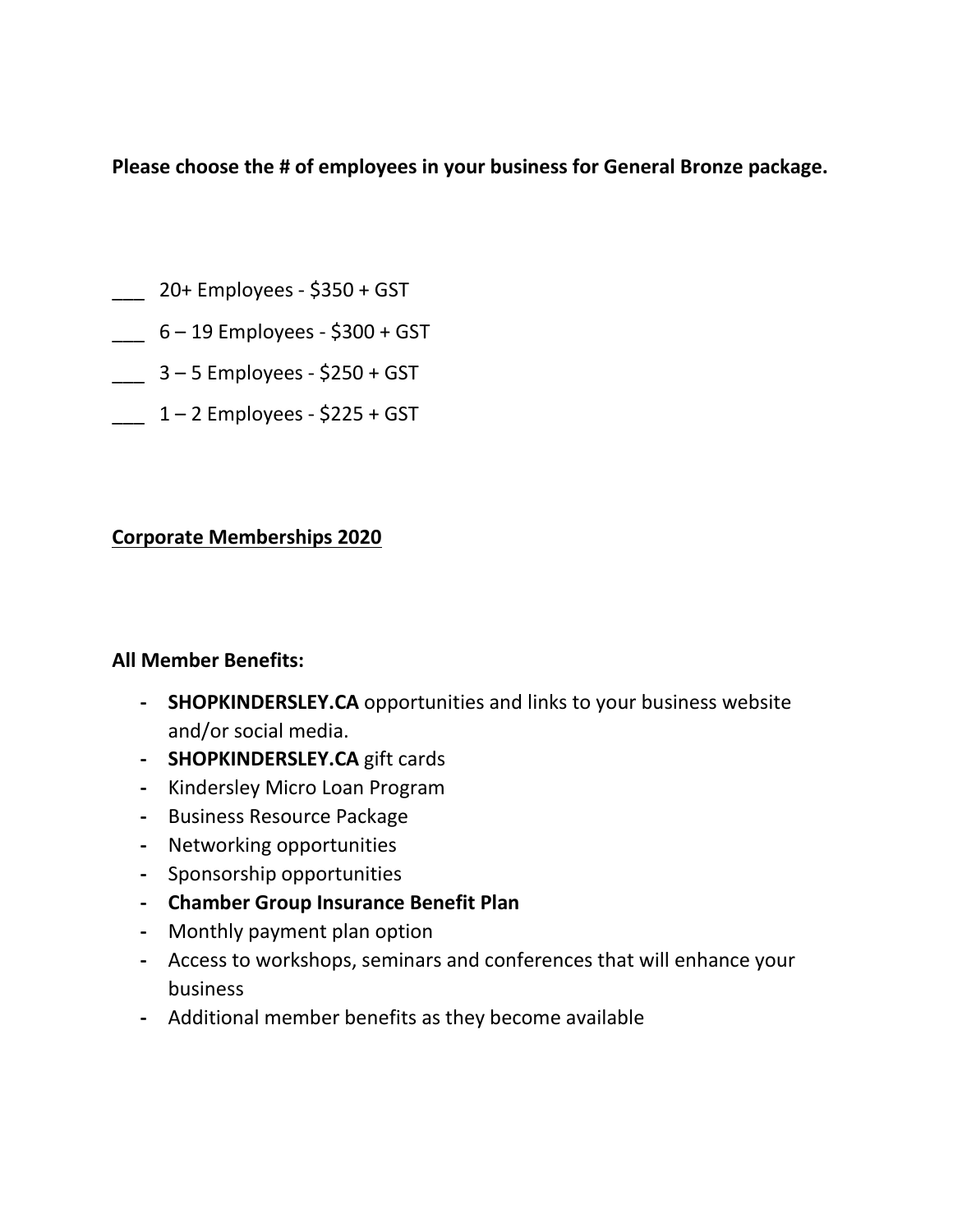**Please choose the # of employees in your business for General Bronze package.**

___ 20+ Employees - $350 + GST

___ 6 – 19 Employees - $300 + GST

___ 3 – 5 Employees - $250 + GST

___ 1 – 2 Employees - $225 + GST

**<u>Corporate Memberships 2020</u>**

**All Member Benefits:**

- **SHOPKINDERSLEY.CA** opportunities and links to your business website and/or social media.
- **SHOPKINDERSLEY.CA** gift cards
- Kindersley Micro Loan Program
- Business Resource Package
- Networking opportunities
- Sponsorship opportunities
- **Chamber Group Insurance Benefit Plan**
- Monthly payment plan option
- Access to workshops, seminars and conferences that will enhance your business
- Additional member benefits as they become available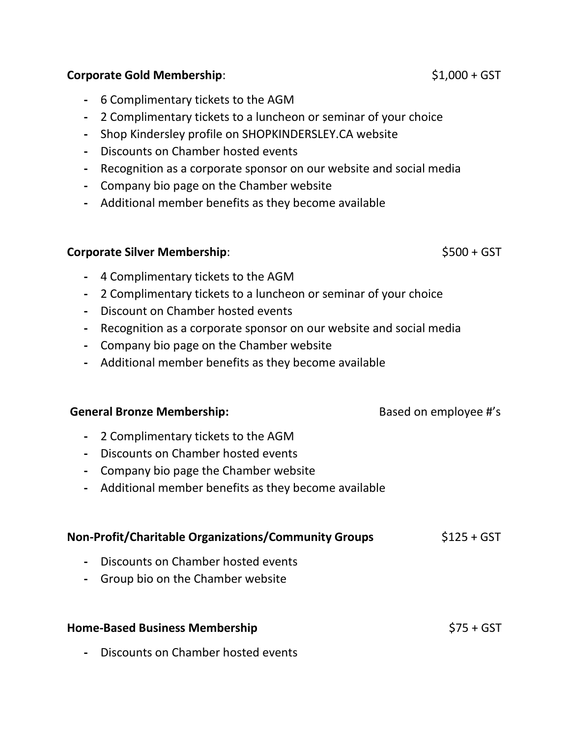**Corporate Gold Membership**: $1,000 + GST

- 6 Complimentary tickets to the AGM
- 2 Complimentary tickets to a luncheon or seminar of your choice
- Shop Kindersley profile on SHOPKINDERSLEY.CA website
- Discounts on Chamber hosted events
- Recognition as a corporate sponsor on our website and social media
- Company bio page on the Chamber website
- Additional member benefits as they become available

**Corporate Silver Membership**: $500 + GST

- 4 Complimentary tickets to the AGM
- 2 Complimentary tickets to a luncheon or seminar of your choice
- Discount on Chamber hosted events
- Recognition as a corporate sponsor on our website and social media
- Company bio page on the Chamber website
- Additional member benefits as they become available

**General Bronze Membership:** Based on employee #'s

- 2 Complimentary tickets to the AGM
- Discounts on Chamber hosted events
- Company bio page the Chamber website
- Additional member benefits as they become available

**Non-Profit/Charitable Organizations/Community Groups** $125 + GST

- Discounts on Chamber hosted events
- Group bio on the Chamber website

**Home-Based Business Membership** $75 + GST

- Discounts on Chamber hosted events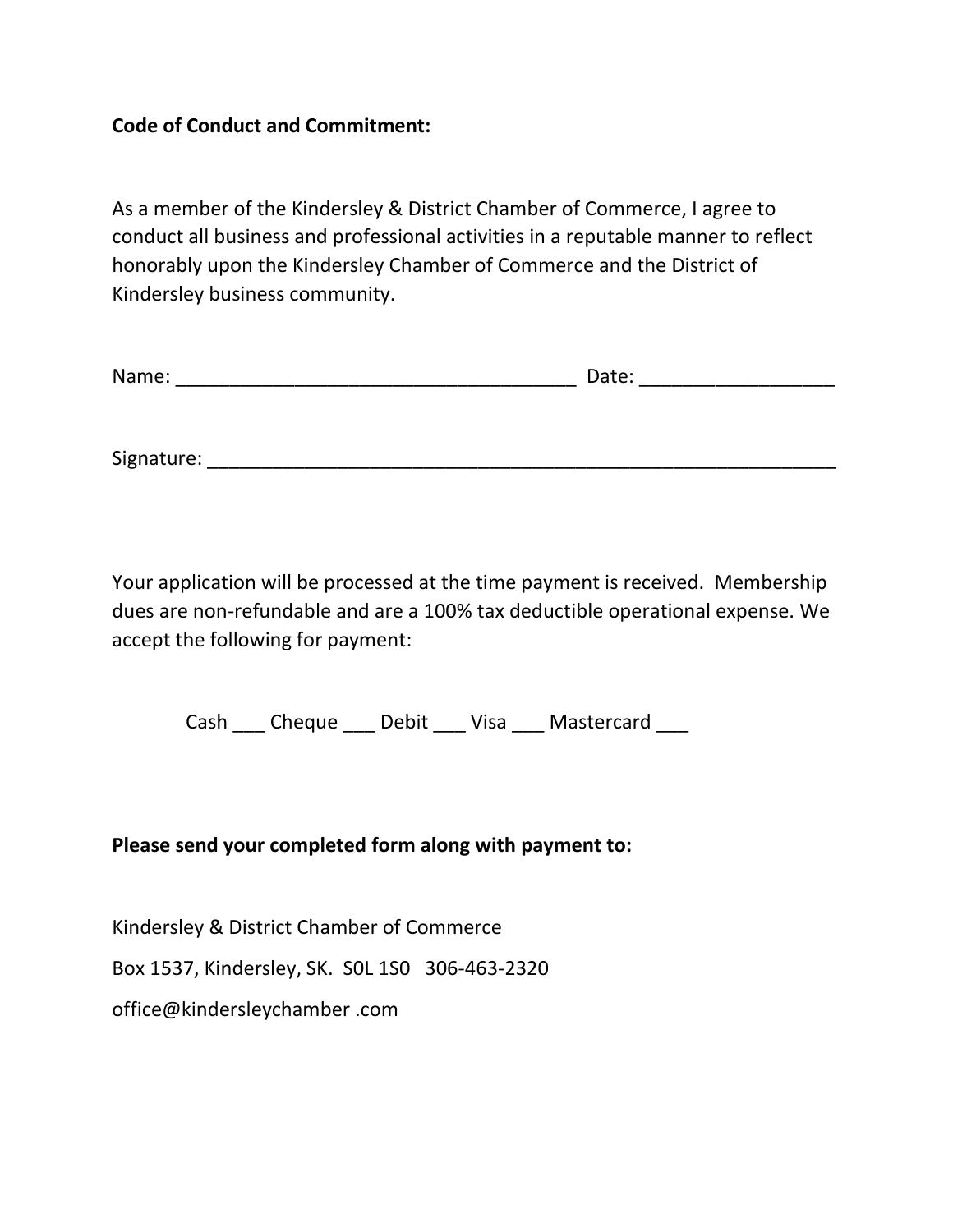**Code of Conduct and Commitment:**

As a member of the Kindersley & District Chamber of Commerce, I agree to conduct all business and professional activities in a reputable manner to reflect honorably upon the Kindersley Chamber of Commerce and the District of Kindersley business community.

Name: ______________________________________ Date: _________________

Signature: ____________________________________________________________

Your application will be processed at the time payment is received. Membership dues are non-refundable and are a 100% tax deductible operational expense. We accept the following for payment:

Cash ___ Cheque ___ Debit ___ Visa ___ Mastercard ___

**Please send your completed form along with payment to:**

Kindersley & District Chamber of Commerce

Box 1537, Kindersley, SK. S0L 1S0 306-463-2320

office@kindersleychamber .com